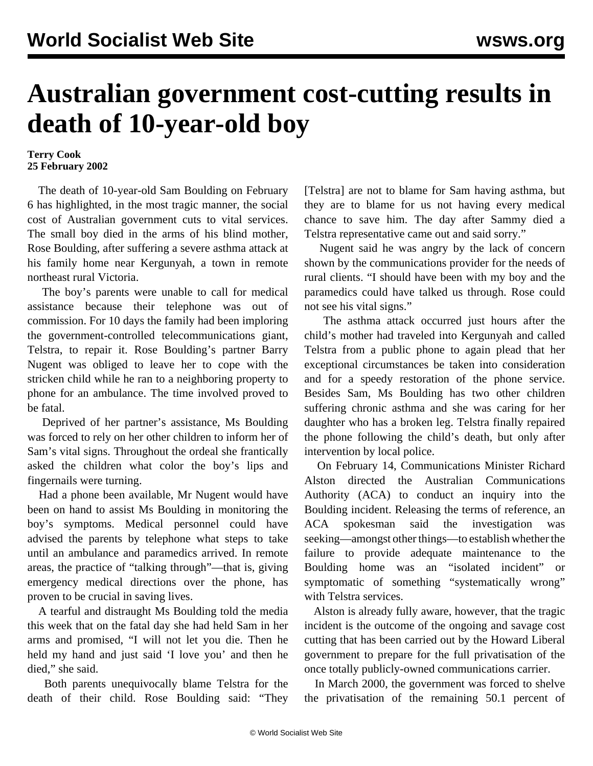# Australian government cost-cutting results in death of 10-year-old boy

**Terry Cook**
**25 February 2002**

The death of 10-year-old Sam Boulding on February 6 has highlighted, in the most tragic manner, the social cost of Australian government cuts to vital services. The small boy died in the arms of his blind mother, Rose Boulding, after suffering a severe asthma attack at his family home near Kergunyah, a town in remote northeast rural Victoria.

The boy's parents were unable to call for medical assistance because their telephone was out of commission. For 10 days the family had been imploring the government-controlled telecommunications giant, Telstra, to repair it. Rose Boulding's partner Barry Nugent was obliged to leave her to cope with the stricken child while he ran to a neighboring property to phone for an ambulance. The time involved proved to be fatal.

Deprived of her partner's assistance, Ms Boulding was forced to rely on her other children to inform her of Sam's vital signs. Throughout the ordeal she frantically asked the children what color the boy's lips and fingernails were turning.

Had a phone been available, Mr Nugent would have been on hand to assist Ms Boulding in monitoring the boy's symptoms. Medical personnel could have advised the parents by telephone what steps to take until an ambulance and paramedics arrived. In remote areas, the practice of "talking through"—that is, giving emergency medical directions over the phone, has proven to be crucial in saving lives.

A tearful and distraught Ms Boulding told the media this week that on the fatal day she had held Sam in her arms and promised, "I will not let you die. Then he held my hand and just said 'I love you' and then he died," she said.

Both parents unequivocally blame Telstra for the death of their child. Rose Boulding said: "They [Telstra] are not to blame for Sam having asthma, but they are to blame for us not having every medical chance to save him. The day after Sammy died a Telstra representative came out and said sorry."

Nugent said he was angry by the lack of concern shown by the communications provider for the needs of rural clients. "I should have been with my boy and the paramedics could have talked us through. Rose could not see his vital signs."

The asthma attack occurred just hours after the child's mother had traveled into Kergunyah and called Telstra from a public phone to again plead that her exceptional circumstances be taken into consideration and for a speedy restoration of the phone service. Besides Sam, Ms Boulding has two other children suffering chronic asthma and she was caring for her daughter who has a broken leg. Telstra finally repaired the phone following the child's death, but only after intervention by local police.

On February 14, Communications Minister Richard Alston directed the Australian Communications Authority (ACA) to conduct an inquiry into the Boulding incident. Releasing the terms of reference, an ACA spokesman said the investigation was seeking—amongst other things—to establish whether the failure to provide adequate maintenance to the Boulding home was an "isolated incident" or symptomatic of something "systematically wrong" with Telstra services.

Alston is already fully aware, however, that the tragic incident is the outcome of the ongoing and savage cost cutting that has been carried out by the Howard Liberal government to prepare for the full privatisation of the once totally publicly-owned communications carrier.

In March 2000, the government was forced to shelve the privatisation of the remaining 50.1 percent of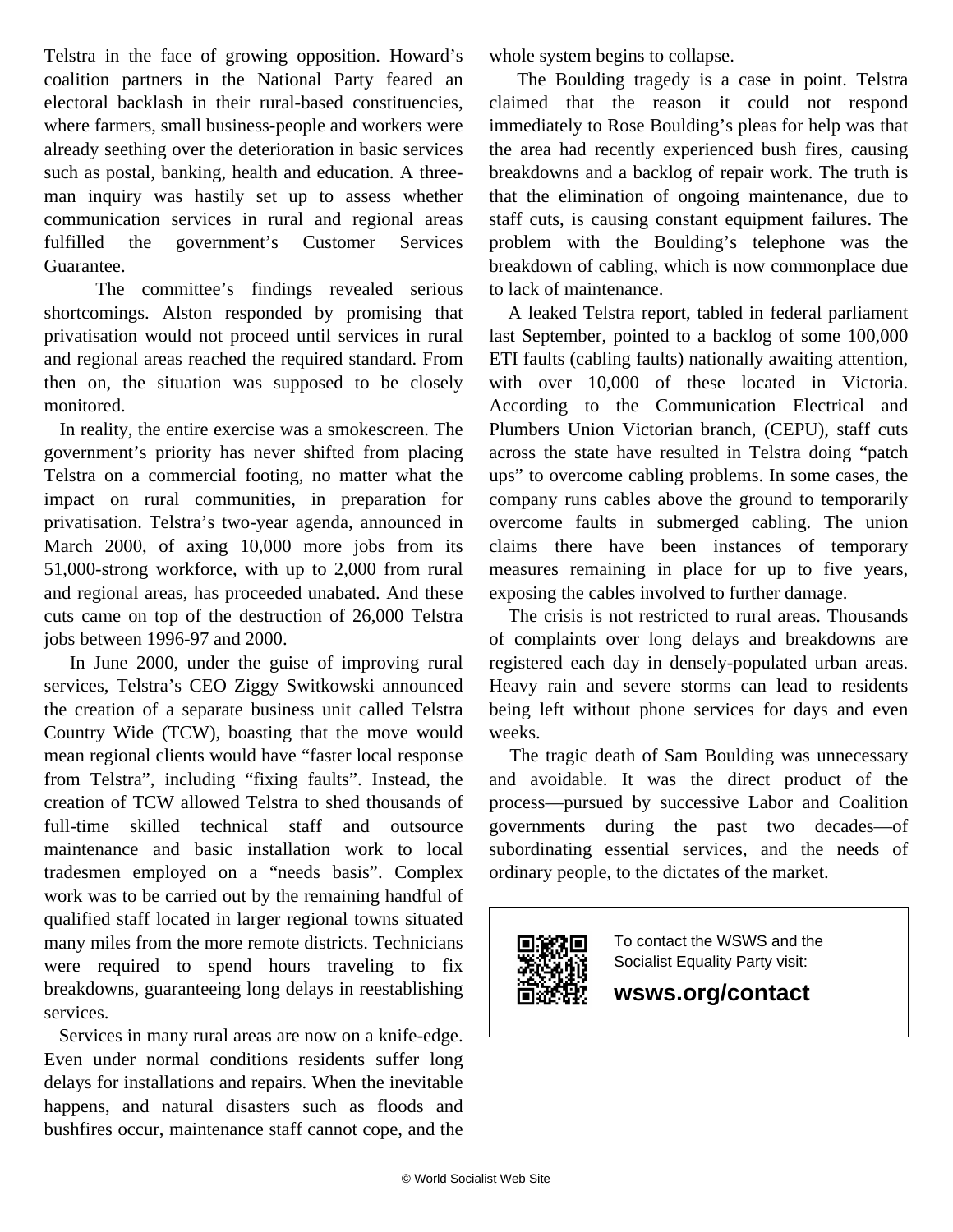Telstra in the face of growing opposition. Howard's coalition partners in the National Party feared an electoral backlash in their rural-based constituencies, where farmers, small business-people and workers were already seething over the deterioration in basic services such as postal, banking, health and education. A three-man inquiry was hastily set up to assess whether communication services in rural and regional areas fulfilled the government's Customer Services Guarantee.

The committee's findings revealed serious shortcomings. Alston responded by promising that privatisation would not proceed until services in rural and regional areas reached the required standard. From then on, the situation was supposed to be closely monitored.

In reality, the entire exercise was a smokescreen. The government's priority has never shifted from placing Telstra on a commercial footing, no matter what the impact on rural communities, in preparation for privatisation. Telstra's two-year agenda, announced in March 2000, of axing 10,000 more jobs from its 51,000-strong workforce, with up to 2,000 from rural and regional areas, has proceeded unabated. And these cuts came on top of the destruction of 26,000 Telstra jobs between 1996-97 and 2000.

In June 2000, under the guise of improving rural services, Telstra's CEO Ziggy Switkowski announced the creation of a separate business unit called Telstra Country Wide (TCW), boasting that the move would mean regional clients would have "faster local response from Telstra", including "fixing faults". Instead, the creation of TCW allowed Telstra to shed thousands of full-time skilled technical staff and outsource maintenance and basic installation work to local tradesmen employed on a "needs basis". Complex work was to be carried out by the remaining handful of qualified staff located in larger regional towns situated many miles from the more remote districts. Technicians were required to spend hours traveling to fix breakdowns, guaranteeing long delays in reestablishing services.

Services in many rural areas are now on a knife-edge. Even under normal conditions residents suffer long delays for installations and repairs. When the inevitable happens, and natural disasters such as floods and bushfires occur, maintenance staff cannot cope, and the whole system begins to collapse.

The Boulding tragedy is a case in point. Telstra claimed that the reason it could not respond immediately to Rose Boulding's pleas for help was that the area had recently experienced bush fires, causing breakdowns and a backlog of repair work. The truth is that the elimination of ongoing maintenance, due to staff cuts, is causing constant equipment failures. The problem with the Boulding's telephone was the breakdown of cabling, which is now commonplace due to lack of maintenance.

A leaked Telstra report, tabled in federal parliament last September, pointed to a backlog of some 100,000 ETI faults (cabling faults) nationally awaiting attention, with over 10,000 of these located in Victoria. According to the Communication Electrical and Plumbers Union Victorian branch, (CEPU), staff cuts across the state have resulted in Telstra doing "patch ups" to overcome cabling problems. In some cases, the company runs cables above the ground to temporarily overcome faults in submerged cabling. The union claims there have been instances of temporary measures remaining in place for up to five years, exposing the cables involved to further damage.

The crisis is not restricted to rural areas. Thousands of complaints over long delays and breakdowns are registered each day in densely-populated urban areas. Heavy rain and severe storms can lead to residents being left without phone services for days and even weeks.

The tragic death of Sam Boulding was unnecessary and avoidable. It was the direct product of the process—pursued by successive Labor and Coalition governments during the past two decades—of subordinating essential services, and the needs of ordinary people, to the dictates of the market.

To contact the WSWS and the Socialist Equality Party visit:

**wsws.org/contact**